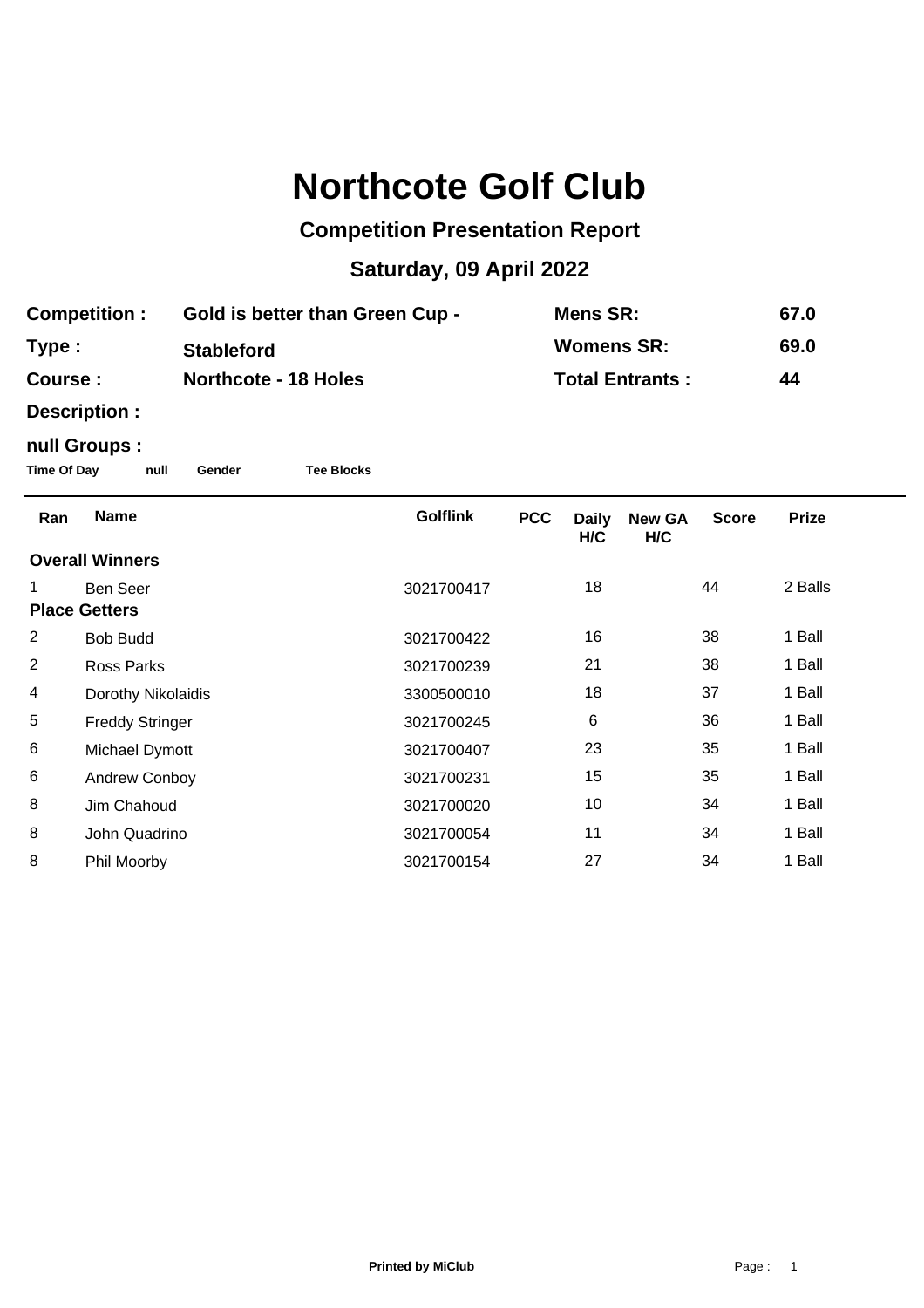# Northcote Golf Club

## Competition Presentation Report

## Saturday, 09 April 2022

| | | | |
|---|---|---|---|
| **Competition :** | **Gold is better than Green Cup -** | **Mens SR:** | **67.0** |
| **Type :** | **Stableford** | **Womens SR:** | **69.0** |
| **Course :** | **Northcote - 18 Holes** | **Total Entrants :** | **44** |
| **Description :** | | | |

**null Groups :**

**Time Of Day** **null** **Gender** **Tee Blocks**

| Ran | Name | Golflink | PCC | Daily H/C | New GA H/C | Score | Prize |
|---|---|---|---|---|---|---|---|
| **Overall Winners** | | | | | | | |
| 1 | Ben Seer | 3021700417 | | 18 | | 44 | 2 Balls |
| **Place Getters** | | | | | | | |
| 2 | Bob Budd | 3021700422 | | 16 | | 38 | 1 Ball |
| 2 | Ross Parks | 3021700239 | | 21 | | 38 | 1 Ball |
| 4 | Dorothy Nikolaidis | 3300500010 | | 18 | | 37 | 1 Ball |
| 5 | Freddy Stringer | 3021700245 | | 6 | | 36 | 1 Ball |
| 6 | Michael Dymott | 3021700407 | | 23 | | 35 | 1 Ball |
| 6 | Andrew Conboy | 3021700231 | | 15 | | 35 | 1 Ball |
| 8 | Jim Chahoud | 3021700020 | | 10 | | 34 | 1 Ball |
| 8 | John Quadrino | 3021700054 | | 11 | | 34 | 1 Ball |
| 8 | Phil Moorby | 3021700154 | | 27 | | 34 | 1 Ball |

**Printed by MiClub**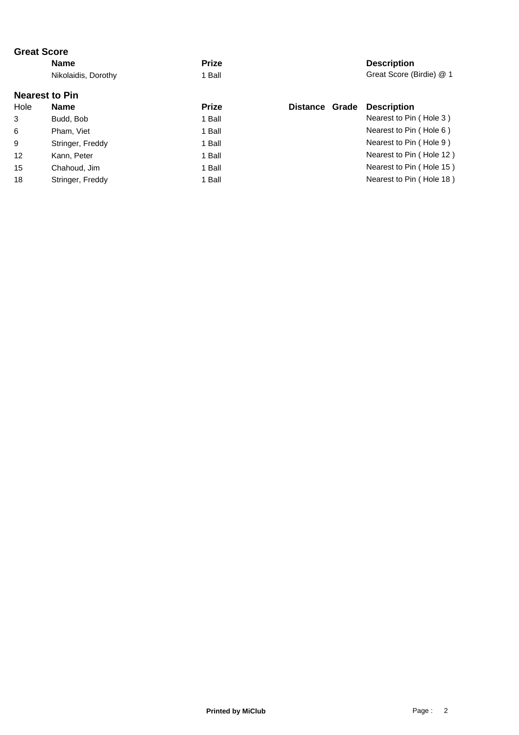## Great Score

| | Name | Prize | Description |
|---|---|---|---|
| | Nikolaidis, Dorothy | 1 Ball | Great Score (Birdie) @ 1 |

## Nearest to Pin

| Hole | Name | Prize | Distance | Grade | Description |
|---|---|---|---|---|---|
| 3 | Budd, Bob | 1 Ball | | | Nearest to Pin ( Hole 3 ) |
| 6 | Pham, Viet | 1 Ball | | | Nearest to Pin ( Hole 6 ) |
| 9 | Stringer, Freddy | 1 Ball | | | Nearest to Pin ( Hole 9 ) |
| 12 | Kann, Peter | 1 Ball | | | Nearest to Pin ( Hole 12 ) |
| 15 | Chahoud, Jim | 1 Ball | | | Nearest to Pin ( Hole 15 ) |
| 18 | Stringer, Freddy | 1 Ball | | | Nearest to Pin ( Hole 18 ) |

**Printed by MiClub**